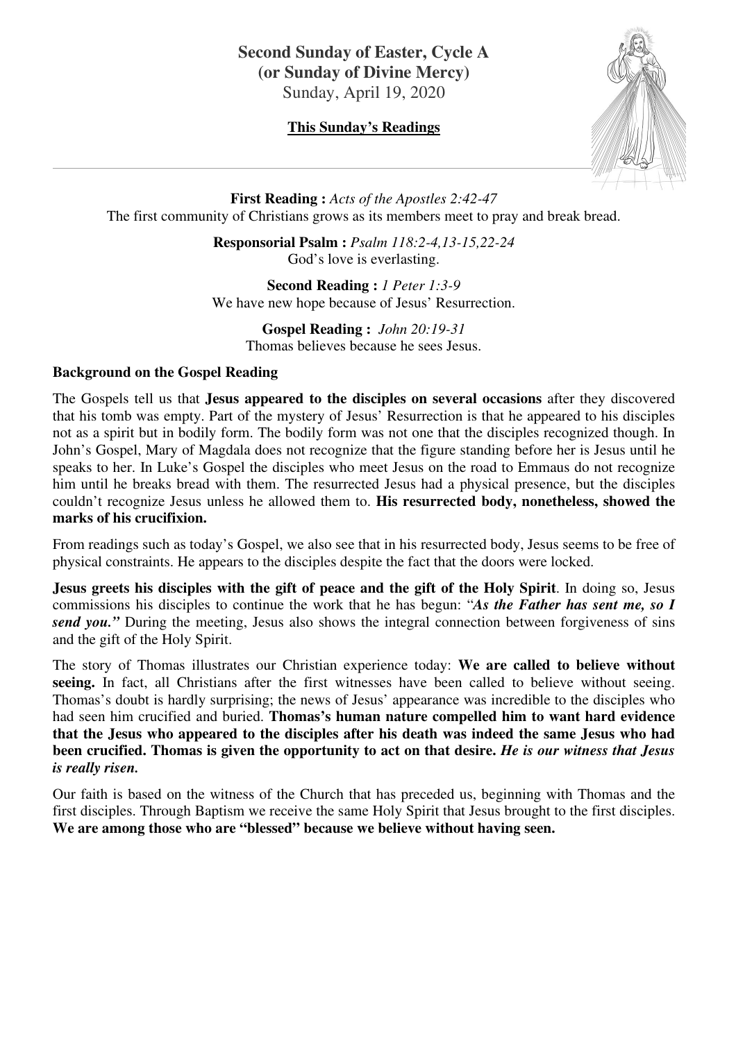# Second Sunday of Easter, Cycle A
## (or Sunday of Divine Mercy)
Sunday, April 19, 2020

**This Sunday's Readings**

---

**First Reading :** *Acts of the Apostles 2:42-47*
The first community of Christians grows as its members meet to pray and break bread.

**Responsorial Psalm :** *Psalm 118:2-4,13-15,22-24*
God's love is everlasting.

**Second Reading :** *1 Peter 1:3-9*
We have new hope because of Jesus' Resurrection.

**Gospel Reading :** *John 20:19-31*
Thomas believes because he sees Jesus.

**Background on the Gospel Reading**

The Gospels tell us that **Jesus appeared to the disciples on several occasions** after they discovered that his tomb was empty. Part of the mystery of Jesus' Resurrection is that he appeared to his disciples not as a spirit but in bodily form. The bodily form was not one that the disciples recognized though. In John's Gospel, Mary of Magdala does not recognize that the figure standing before her is Jesus until he speaks to her. In Luke's Gospel the disciples who meet Jesus on the road to Emmaus do not recognize him until he breaks bread with them. The resurrected Jesus had a physical presence, but the disciples couldn't recognize Jesus unless he allowed them to. **His resurrected body, nonetheless, showed the marks of his crucifixion.**

From readings such as today's Gospel, we also see that in his resurrected body, Jesus seems to be free of physical constraints. He appears to the disciples despite the fact that the doors were locked.

**Jesus greets his disciples with the gift of peace and the gift of the Holy Spirit**. In doing so, Jesus commissions his disciples to continue the work that he has begun: "***As the Father has sent me, so I send you."*** During the meeting, Jesus also shows the integral connection between forgiveness of sins and the gift of the Holy Spirit.

The story of Thomas illustrates our Christian experience today: **We are called to believe without seeing.** In fact, all Christians after the first witnesses have been called to believe without seeing. Thomas's doubt is hardly surprising; the news of Jesus' appearance was incredible to the disciples who had seen him crucified and buried. **Thomas's human nature compelled him to want hard evidence that the Jesus who appeared to the disciples after his death was indeed the same Jesus who had been crucified. Thomas is given the opportunity to act on that desire.** ***He is our witness that Jesus is really risen.***

Our faith is based on the witness of the Church that has preceded us, beginning with Thomas and the first disciples. Through Baptism we receive the same Holy Spirit that Jesus brought to the first disciples. **We are among those who are "blessed" because we believe without having seen.**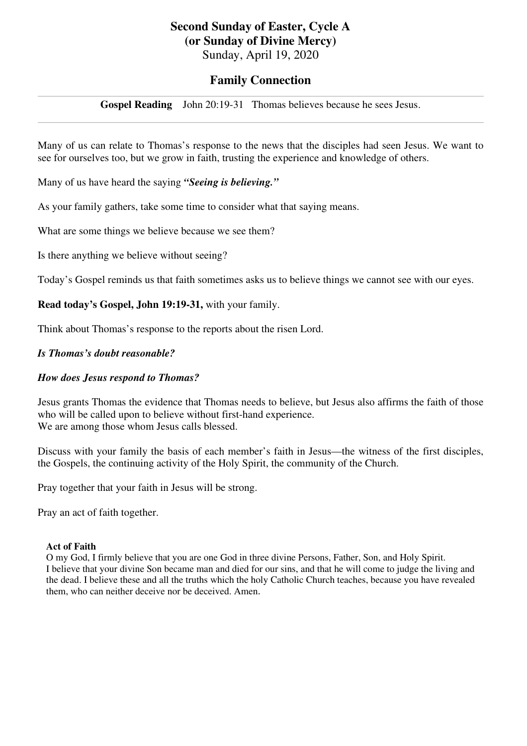# Second Sunday of Easter, Cycle A
## (or Sunday of Divine Mercy)
Sunday, April 19, 2020

## Family Connection

---

**Gospel Reading** John 20:19-31 Thomas believes because he sees Jesus.

---

Many of us can relate to Thomas's response to the news that the disciples had seen Jesus. We want to see for ourselves too, but we grow in faith, trusting the experience and knowledge of others.

Many of us have heard the saying ***"Seeing is believing."***

As your family gathers, take some time to consider what that saying means.

What are some things we believe because we see them?

Is there anything we believe without seeing?

Today's Gospel reminds us that faith sometimes asks us to believe things we cannot see with our eyes.

**Read today's Gospel, John 19:19-31,** with your family.

Think about Thomas's response to the reports about the risen Lord.

***Is Thomas's doubt reasonable?***

***How does Jesus respond to Thomas?***

Jesus grants Thomas the evidence that Thomas needs to believe, but Jesus also affirms the faith of those who will be called upon to believe without first-hand experience.
We are among those whom Jesus calls blessed.

Discuss with your family the basis of each member's faith in Jesus—the witness of the first disciples, the Gospels, the continuing activity of the Holy Spirit, the community of the Church.

Pray together that your faith in Jesus will be strong.

Pray an act of faith together.

**Act of Faith**
O my God, I firmly believe that you are one God in three divine Persons, Father, Son, and Holy Spirit. I believe that your divine Son became man and died for our sins, and that he will come to judge the living and the dead. I believe these and all the truths which the holy Catholic Church teaches, because you have revealed them, who can neither deceive nor be deceived. Amen.